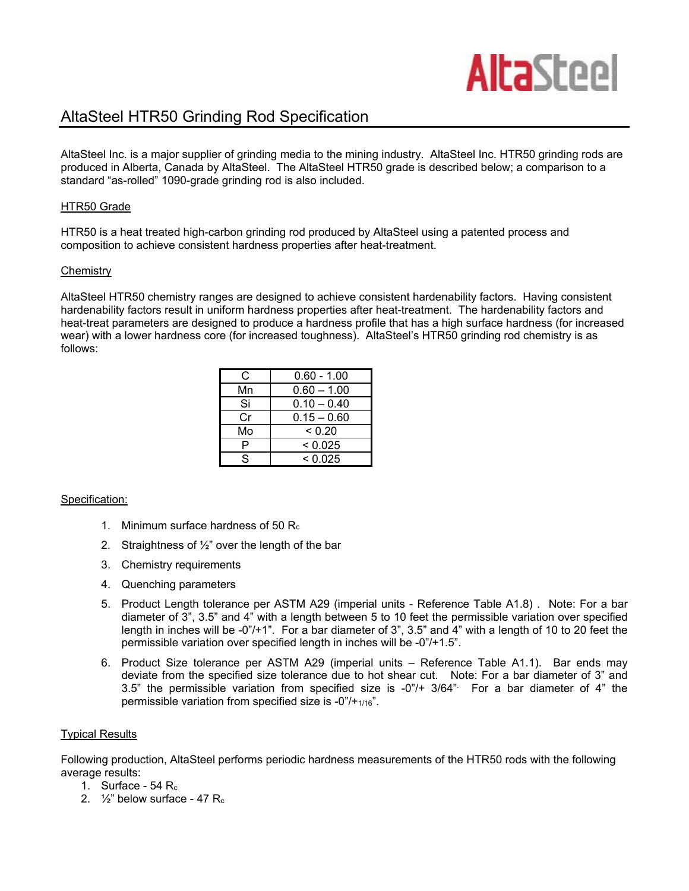AltaSteel

# AltaSteel HTR50 Grinding Rod Specification

AltaSteel Inc. is a major supplier of grinding media to the mining industry. AltaSteel Inc. HTR50 grinding rods are produced in Alberta, Canada by AltaSteel. The AltaSteel HTR50 grade is described below; a comparison to a standard "as-rolled" 1090-grade grinding rod is also included.

## HTR50 Grade

HTR50 is a heat treated high-carbon grinding rod produced by AltaSteel using a patented process and composition to achieve consistent hardness properties after heat-treatment.

## Chemistry

AltaSteel HTR50 chemistry ranges are designed to achieve consistent hardenability factors. Having consistent hardenability factors result in uniform hardness properties after heat-treatment. The hardenability factors and heat-treat parameters are designed to produce a hardness profile that has a high surface hardness (for increased wear) with a lower hardness core (for increased toughness). AltaSteel's HTR50 grinding rod chemistry is as follows:

| | |
|---|---|
| C | 0.60 - 1.00 |
| Mn | 0.60 – 1.00 |
| Si | 0.10 – 0.40 |
| Cr | 0.15 – 0.60 |
| Mo | < 0.20 |
| P | < 0.025 |
| S | < 0.025 |

## Specification:

1. Minimum surface hardness of 50 $R_c$
2. Straightness of ½" over the length of the bar
3. Chemistry requirements
4. Quenching parameters
5. Product Length tolerance per ASTM A29 (imperial units - Reference Table A1.8) . Note: For a bar diameter of 3", 3.5" and 4" with a length between 5 to 10 feet the permissible variation over specified length in inches will be -0"/+1". For a bar diameter of 3", 3.5" and 4" with a length of 10 to 20 feet the permissible variation over specified length in inches will be -0"/+1.5".
6. Product Size tolerance per ASTM A29 (imperial units – Reference Table A1.1). Bar ends may deviate from the specified size tolerance due to hot shear cut. Note: For a bar diameter of 3" and 3.5" the permissible variation from specified size is -0"/+ 3/64". For a bar diameter of 4" the permissible variation from specified size is -0"/+1/16".

## Typical Results

Following production, AltaSteel performs periodic hardness measurements of the HTR50 rods with the following average results:

1. Surface - 54 $R_c$
2. ½" below surface - 47 $R_c$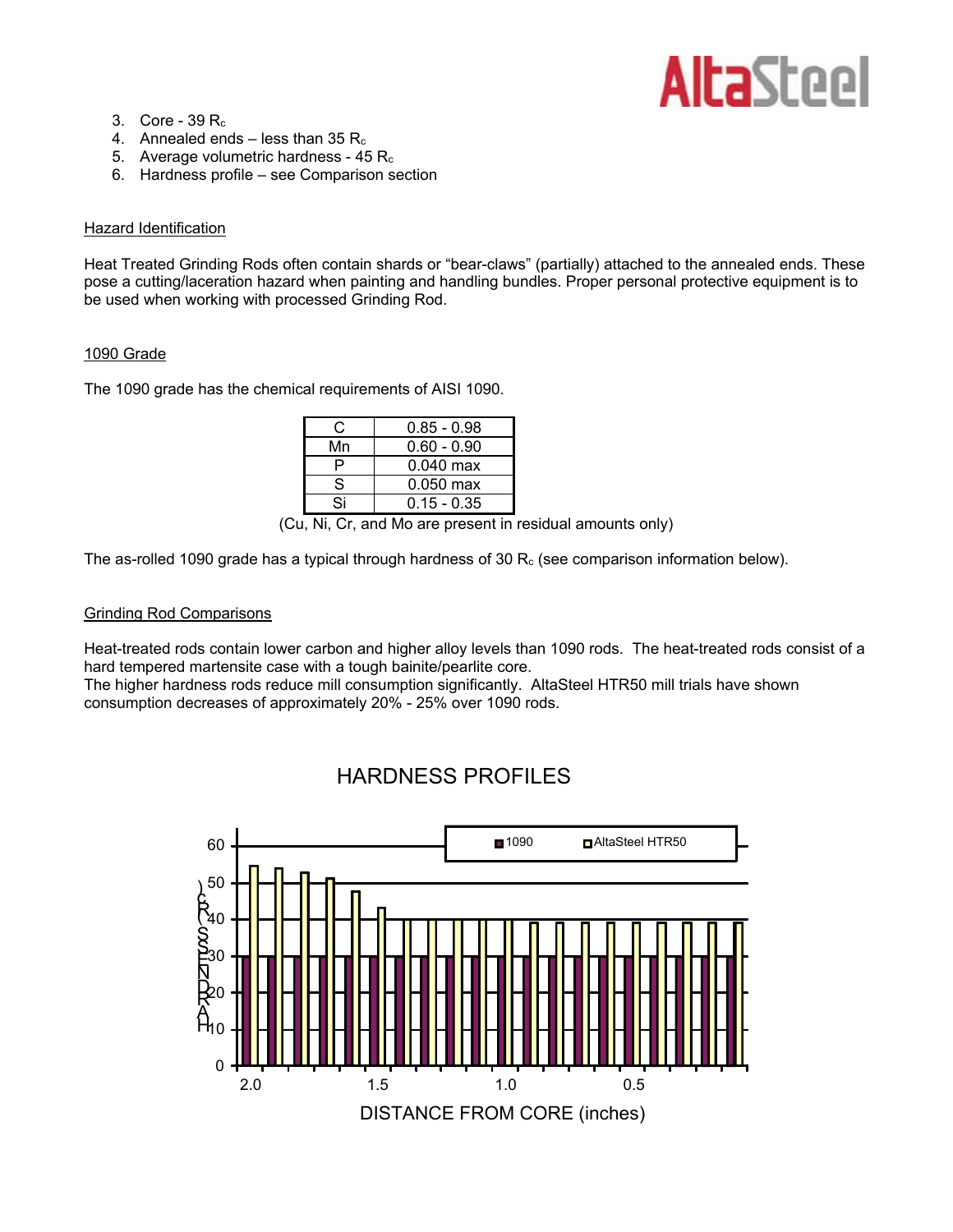3. Core - 39 $R_c$
4. Annealed ends – less than 35 $R_c$
5. Average volumetric hardness - 45 $R_c$
6. Hardness profile – see Comparison section

<u>Hazard Identification</u>

Heat Treated Grinding Rods often contain shards or "bear-claws" (partially) attached to the annealed ends. These pose a cutting/laceration hazard when painting and handling bundles. Proper personal protective equipment is to be used when working with processed Grinding Rod.

<u>1090 Grade</u>

The 1090 grade has the chemical requirements of AISI 1090.

| | |
|---|---|
| C | 0.85 - 0.98 |
| Mn | 0.60 - 0.90 |
| P | 0.040 max |
| S | 0.050 max |
| Si | 0.15 - 0.35 |

(Cu, Ni, Cr, and Mo are present in residual amounts only)

The as-rolled 1090 grade has a typical through hardness of 30 $R_c$ (see comparison information below).

<u>Grinding Rod Comparisons</u>

Heat-treated rods contain lower carbon and higher alloy levels than 1090 rods. The heat-treated rods consist of a hard tempered martensite case with a tough bainite/pearlite core.
The higher hardness rods reduce mill consumption significantly. AltaSteel HTR50 mill trials have shown consumption decreases of approximately 20% - 25% over 1090 rods.

HARDNESS PROFILES

1090
AltaSteel HTR50

HARDNESS (Rc)

0
10
20
30
40
50
60

2.0
1.5
1.0
0.5

DISTANCE FROM CORE (inches)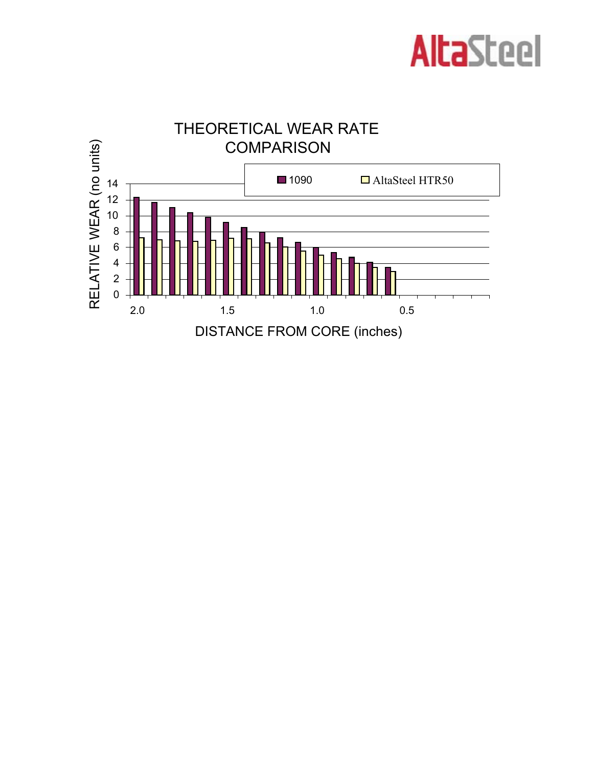AltaSteel

THEORETICAL WEAR RATE COMPARISON

1090

AltaSteel HTR50

RELATIVE WEAR (no units)

14
12
10
8
6
4
2
0

2.0
1.5
1.0
0.5

DISTANCE FROM CORE (inches)